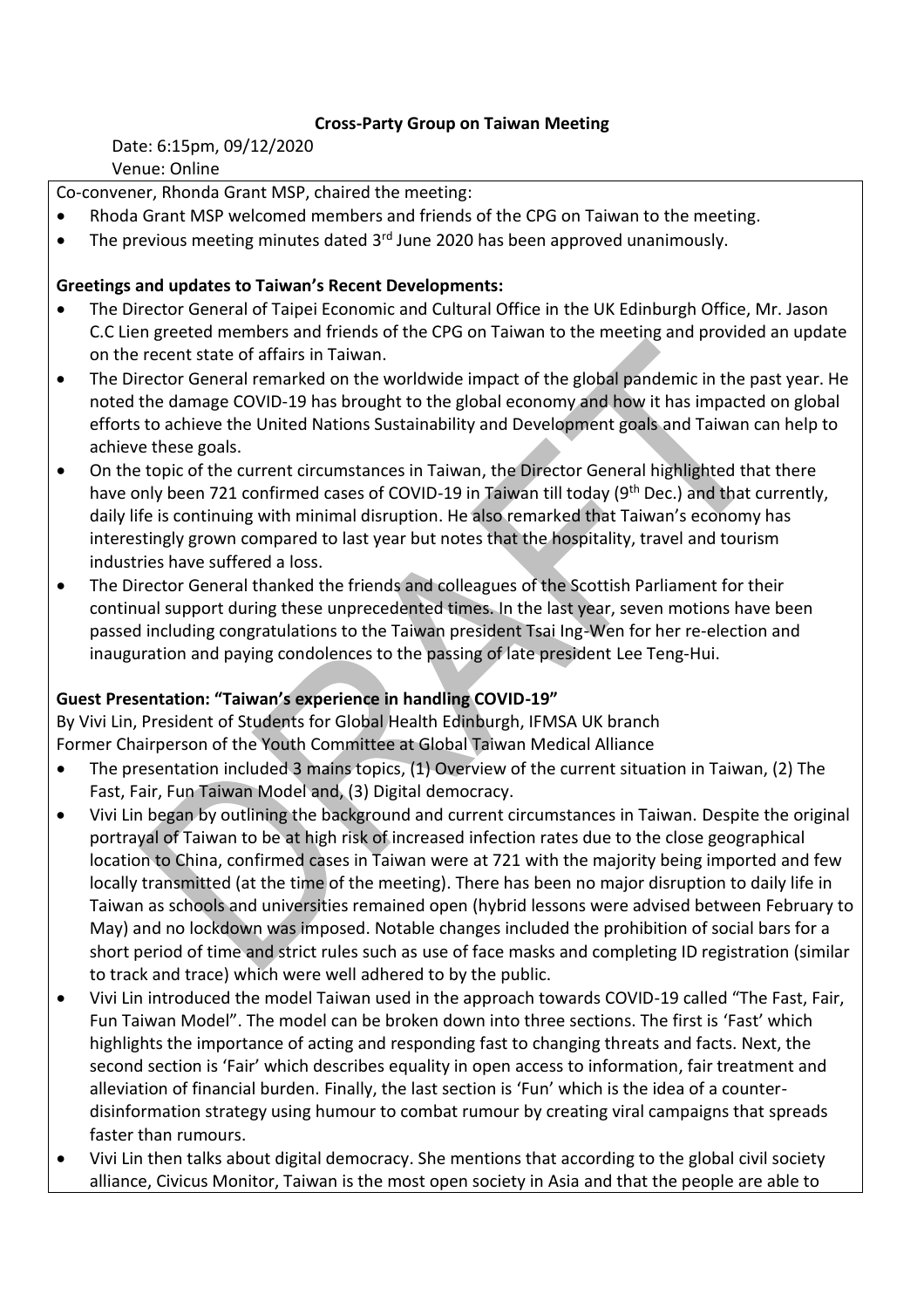**Cross-Party Group on Taiwan Meeting**

Date: 6:15pm, 09/12/2020
Venue: Online

Co-convener, Rhonda Grant MSP, chaired the meeting:

- Rhoda Grant MSP welcomed members and friends of the CPG on Taiwan to the meeting.
- The previous meeting minutes dated 3rd June 2020 has been approved unanimously.

**Greetings and updates to Taiwan's Recent Developments:**

- The Director General of Taipei Economic and Cultural Office in the UK Edinburgh Office, Mr. Jason C.C Lien greeted members and friends of the CPG on Taiwan to the meeting and provided an update on the recent state of affairs in Taiwan.
- The Director General remarked on the worldwide impact of the global pandemic in the past year. He noted the damage COVID-19 has brought to the global economy and how it has impacted on global efforts to achieve the United Nations Sustainability and Development goals and Taiwan can help to achieve these goals.
- On the topic of the current circumstances in Taiwan, the Director General highlighted that there have only been 721 confirmed cases of COVID-19 in Taiwan till today (9th Dec.) and that currently, daily life is continuing with minimal disruption. He also remarked that Taiwan's economy has interestingly grown compared to last year but notes that the hospitality, travel and tourism industries have suffered a loss.
- The Director General thanked the friends and colleagues of the Scottish Parliament for their continual support during these unprecedented times. In the last year, seven motions have been passed including congratulations to the Taiwan president Tsai Ing-Wen for her re-election and inauguration and paying condolences to the passing of late president Lee Teng-Hui.

**Guest Presentation: "Taiwan's experience in handling COVID-19"**

By Vivi Lin, President of Students for Global Health Edinburgh, IFMSA UK branch
Former Chairperson of the Youth Committee at Global Taiwan Medical Alliance

- The presentation included 3 mains topics, (1) Overview of the current situation in Taiwan, (2) The Fast, Fair, Fun Taiwan Model and, (3) Digital democracy.
- Vivi Lin began by outlining the background and current circumstances in Taiwan. Despite the original portrayal of Taiwan to be at high risk of increased infection rates due to the close geographical location to China, confirmed cases in Taiwan were at 721 with the majority being imported and few locally transmitted (at the time of the meeting). There has been no major disruption to daily life in Taiwan as schools and universities remained open (hybrid lessons were advised between February to May) and no lockdown was imposed. Notable changes included the prohibition of social bars for a short period of time and strict rules such as use of face masks and completing ID registration (similar to track and trace) which were well adhered to by the public.
- Vivi Lin introduced the model Taiwan used in the approach towards COVID-19 called "The Fast, Fair, Fun Taiwan Model". The model can be broken down into three sections. The first is 'Fast' which highlights the importance of acting and responding fast to changing threats and facts. Next, the second section is 'Fair' which describes equality in open access to information, fair treatment and alleviation of financial burden. Finally, the last section is 'Fun' which is the idea of a counter-disinformation strategy using humour to combat rumour by creating viral campaigns that spreads faster than rumours.
- Vivi Lin then talks about digital democracy. She mentions that according to the global civil society alliance, Civicus Monitor, Taiwan is the most open society in Asia and that the people are able to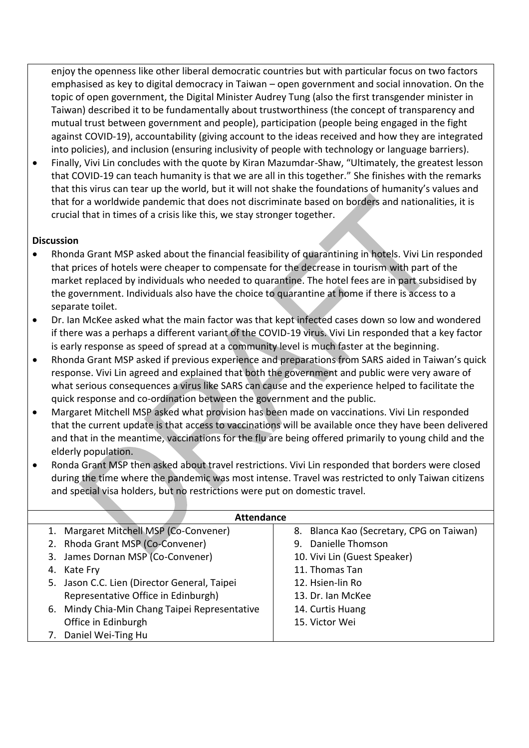enjoy the openness like other liberal democratic countries but with particular focus on two factors emphasised as key to digital democracy in Taiwan – open government and social innovation. On the topic of open government, the Digital Minister Audrey Tung (also the first transgender minister in Taiwan) described it to be fundamentally about trustworthiness (the concept of transparency and mutual trust between government and people), participation (people being engaged in the fight against COVID-19), accountability (giving account to the ideas received and how they are integrated into policies), and inclusion (ensuring inclusivity of people with technology or language barriers).

- Finally, Vivi Lin concludes with the quote by Kiran Mazumdar-Shaw, "Ultimately, the greatest lesson that COVID-19 can teach humanity is that we are all in this together." She finishes with the remarks that this virus can tear up the world, but it will not shake the foundations of humanity's values and that for a worldwide pandemic that does not discriminate based on borders and nationalities, it is crucial that in times of a crisis like this, we stay stronger together.

**Discussion**

- Rhonda Grant MSP asked about the financial feasibility of quarantining in hotels. Vivi Lin responded that prices of hotels were cheaper to compensate for the decrease in tourism with part of the market replaced by individuals who needed to quarantine. The hotel fees are in part subsidised by the government. Individuals also have the choice to quarantine at home if there is access to a separate toilet.
- Dr. Ian McKee asked what the main factor was that kept infected cases down so low and wondered if there was a perhaps a different variant of the COVID-19 virus. Vivi Lin responded that a key factor is early response as speed of spread at a community level is much faster at the beginning.
- Rhonda Grant MSP asked if previous experience and preparations from SARS aided in Taiwan's quick response. Vivi Lin agreed and explained that both the government and public were very aware of what serious consequences a virus like SARS can cause and the experience helped to facilitate the quick response and co-ordination between the government and the public.
- Margaret Mitchell MSP asked what provision has been made on vaccinations. Vivi Lin responded that the current update is that access to vaccinations will be available once they have been delivered and that in the meantime, vaccinations for the flu are being offered primarily to young child and the elderly population.
- Ronda Grant MSP then asked about travel restrictions. Vivi Lin responded that borders were closed during the time where the pandemic was most intense. Travel was restricted to only Taiwan citizens and special visa holders, but no restrictions were put on domestic travel.

| Attendance | |
|---|---|
| 1. Margaret Mitchell MSP (Co-Convener) | 8. Blanca Kao (Secretary, CPG on Taiwan) |
| 2. Rhoda Grant MSP (Co-Convener) | 9. Danielle Thomson |
| 3. James Dornan MSP (Co-Convener) | 10. Vivi Lin (Guest Speaker) |
| 4. Kate Fry | 11. Thomas Tan |
| 5. Jason C.C. Lien (Director General, Taipei Representative Office in Edinburgh) | 12. Hsien-lin Ro |
| 6. Mindy Chia-Min Chang Taipei Representative Office in Edinburgh | 13. Dr. Ian McKee |
| 7. Daniel Wei-Ting Hu | 14. Curtis Huang |
| | 15. Victor Wei |